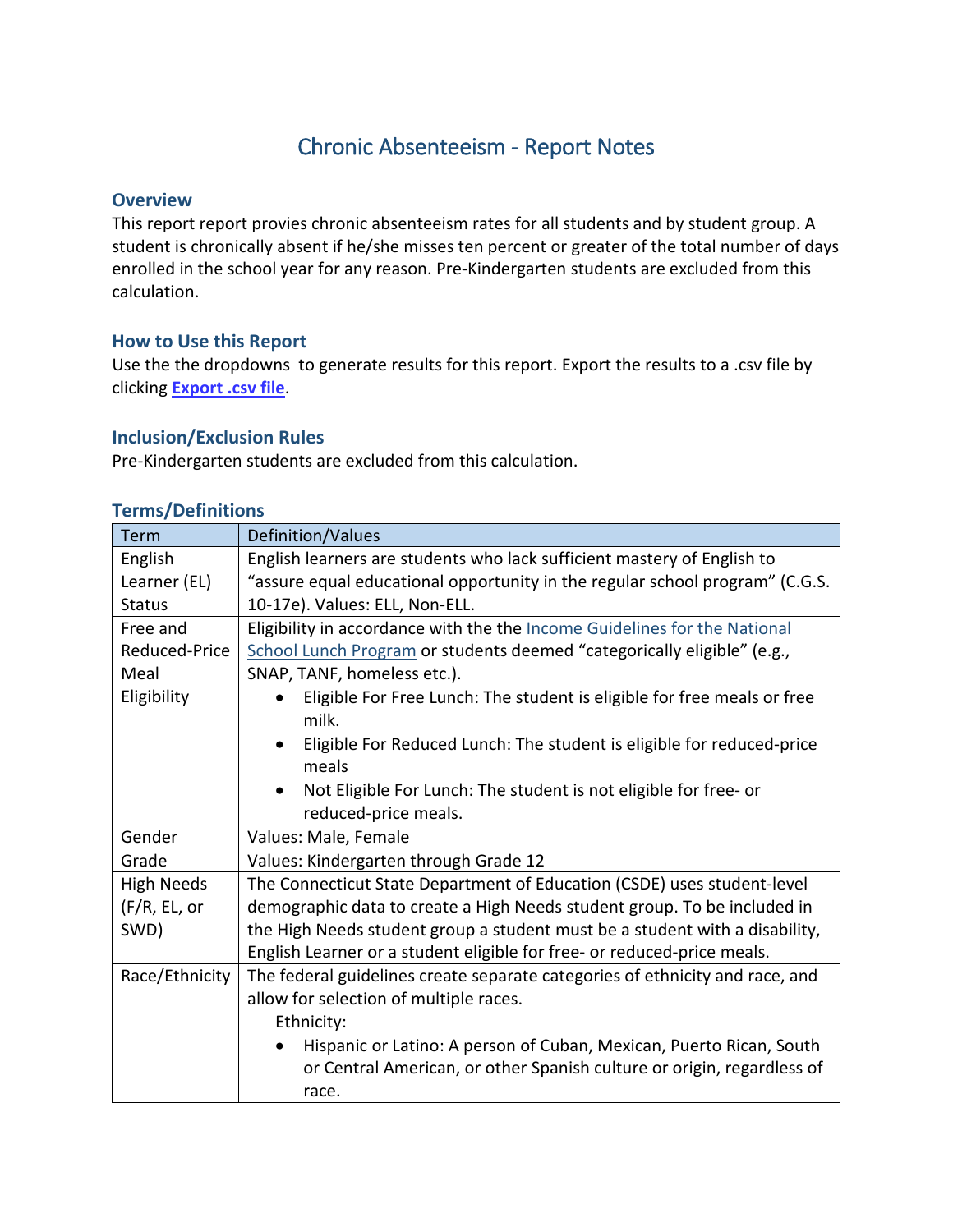# Chronic Absenteeism - Report Notes

## Overview

This report report provies chronic absenteeism rates for all students and by student group. A student is chronically absent if he/she misses ten percent or greater of the total number of days enrolled in the school year for any reason. Pre-Kindergarten students are excluded from this calculation.

## How to Use this Report

Use the the dropdowns to generate results for this report. Export the results to a .csv file by clicking **Export .csv file**.

## Inclusion/Exclusion Rules

Pre-Kindergarten students are excluded from this calculation.

## Terms/Definitions

| Term | Definition/Values |
|---|---|
| English Learner (EL) Status | English learners are students who lack sufficient mastery of English to "assure equal educational opportunity in the regular school program" (C.G.S. 10-17e). Values: ELL, Non-ELL. |
| Free and Reduced-Price Meal Eligibility | Eligibility in accordance with the the Income Guidelines for the National School Lunch Program or students deemed "categorically eligible" (e.g., SNAP, TANF, homeless etc.).<br>• Eligible For Free Lunch: The student is eligible for free meals or free milk.<br>• Eligible For Reduced Lunch: The student is eligible for reduced-price meals<br>• Not Eligible For Lunch: The student is not eligible for free- or reduced-price meals. |
| Gender | Values: Male, Female |
| Grade | Values: Kindergarten through Grade 12 |
| High Needs (F/R, EL, or SWD) | The Connecticut State Department of Education (CSDE) uses student-level demographic data to create a High Needs student group. To be included in the High Needs student group a student must be a student with a disability, English Learner or a student eligible for free- or reduced-price meals. |
| Race/Ethnicity | The federal guidelines create separate categories of ethnicity and race, and allow for selection of multiple races.<br>Ethnicity:<br>• Hispanic or Latino: A person of Cuban, Mexican, Puerto Rican, South or Central American, or other Spanish culture or origin, regardless of race. |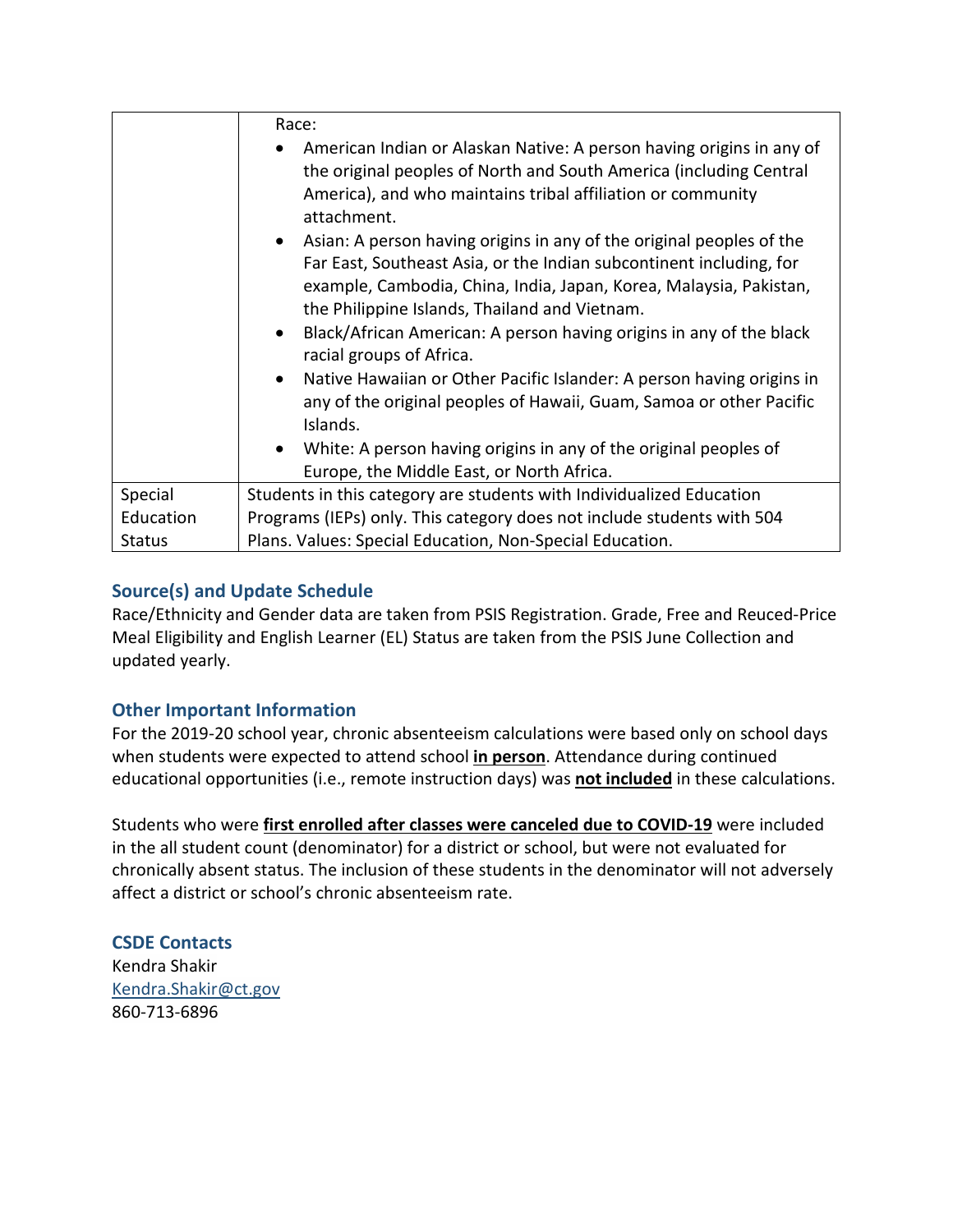| | |
|---|---|
| | Race:<br>• American Indian or Alaskan Native: A person having origins in any of the original peoples of North and South America (including Central America), and who maintains tribal affiliation or community attachment.<br>• Asian: A person having origins in any of the original peoples of the Far East, Southeast Asia, or the Indian subcontinent including, for example, Cambodia, China, India, Japan, Korea, Malaysia, Pakistan, the Philippine Islands, Thailand and Vietnam.<br>• Black/African American: A person having origins in any of the black racial groups of Africa.<br>• Native Hawaiian or Other Pacific Islander: A person having origins in any of the original peoples of Hawaii, Guam, Samoa or other Pacific Islands.<br>• White: A person having origins in any of the original peoples of Europe, the Middle East, or North Africa. |
| Special Education Status | Students in this category are students with Individualized Education Programs (IEPs) only. This category does not include students with 504 Plans. Values: Special Education, Non-Special Education. |

### Source(s) and Update Schedule

Race/Ethnicity and Gender data are taken from PSIS Registration. Grade, Free and Reuced-Price Meal Eligibility and English Learner (EL) Status are taken from the PSIS June Collection and updated yearly.

### Other Important Information

For the 2019-20 school year, chronic absenteeism calculations were based only on school days when students were expected to attend school **in person**. Attendance during continued educational opportunities (i.e., remote instruction days) was **not included** in these calculations.

Students who were **first enrolled after classes were canceled due to COVID-19** were included in the all student count (denominator) for a district or school, but were not evaluated for chronically absent status. The inclusion of these students in the denominator will not adversely affect a district or school's chronic absenteeism rate.

### CSDE Contacts

Kendra Shakir
[Kendra.Shakir@ct.gov](mailto:Kendra.Shakir@ct.gov)
860-713-6896